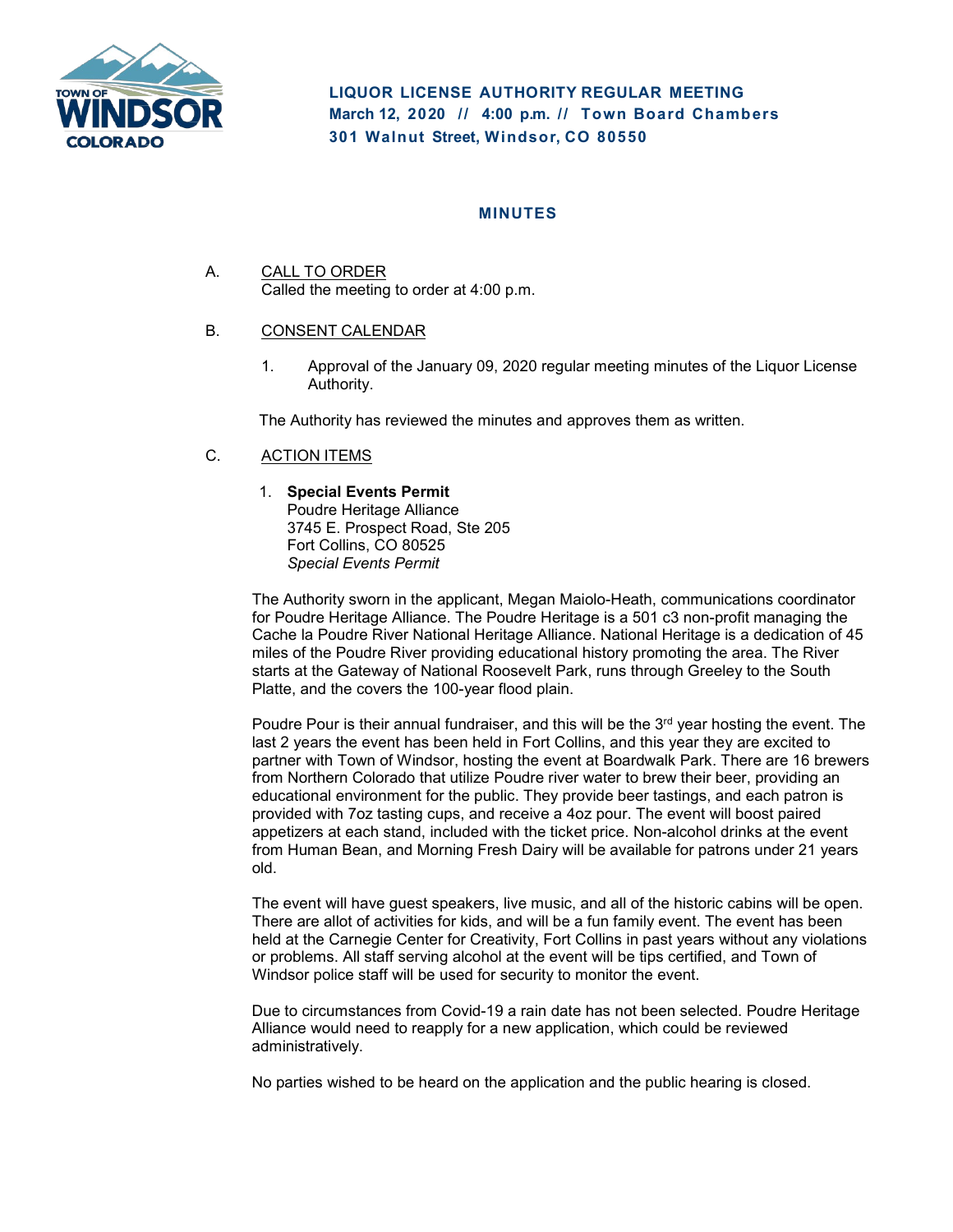# LIQUOR LICENSE AUTHORITY REGULAR MEETING
**March 12, 2020 // 4:00 p.m. // Town Board Chambers**
**301 Walnut Street, Windsor, CO 80550**

## MINUTES

A. CALL TO ORDER
Called the meeting to order at 4:00 p.m.

B. CONSENT CALENDAR

1. Approval of the January 09, 2020 regular meeting minutes of the Liquor License Authority.

The Authority has reviewed the minutes and approves them as written.

C. ACTION ITEMS

1. **Special Events Permit**
Poudre Heritage Alliance
3745 E. Prospect Road, Ste 205
Fort Collins, CO 80525
*Special Events Permit*

The Authority sworn in the applicant, Megan Maiolo-Heath, communications coordinator for Poudre Heritage Alliance. The Poudre Heritage is a 501 c3 non-profit managing the Cache la Poudre River National Heritage Alliance. National Heritage is a dedication of 45 miles of the Poudre River providing educational history promoting the area. The River starts at the Gateway of National Roosevelt Park, runs through Greeley to the South Platte, and the covers the 100-year flood plain.

Poudre Pour is their annual fundraiser, and this will be the 3rd year hosting the event. The last 2 years the event has been held in Fort Collins, and this year they are excited to partner with Town of Windsor, hosting the event at Boardwalk Park. There are 16 brewers from Northern Colorado that utilize Poudre river water to brew their beer, providing an educational environment for the public. They provide beer tastings, and each patron is provided with 7oz tasting cups, and receive a 4oz pour. The event will boost paired appetizers at each stand, included with the ticket price. Non-alcohol drinks at the event from Human Bean, and Morning Fresh Dairy will be available for patrons under 21 years old.

The event will have guest speakers, live music, and all of the historic cabins will be open. There are allot of activities for kids, and will be a fun family event. The event has been held at the Carnegie Center for Creativity, Fort Collins in past years without any violations or problems. All staff serving alcohol at the event will be tips certified, and Town of Windsor police staff will be used for security to monitor the event.

Due to circumstances from Covid-19 a rain date has not been selected. Poudre Heritage Alliance would need to reapply for a new application, which could be reviewed administratively.

No parties wished to be heard on the application and the public hearing is closed.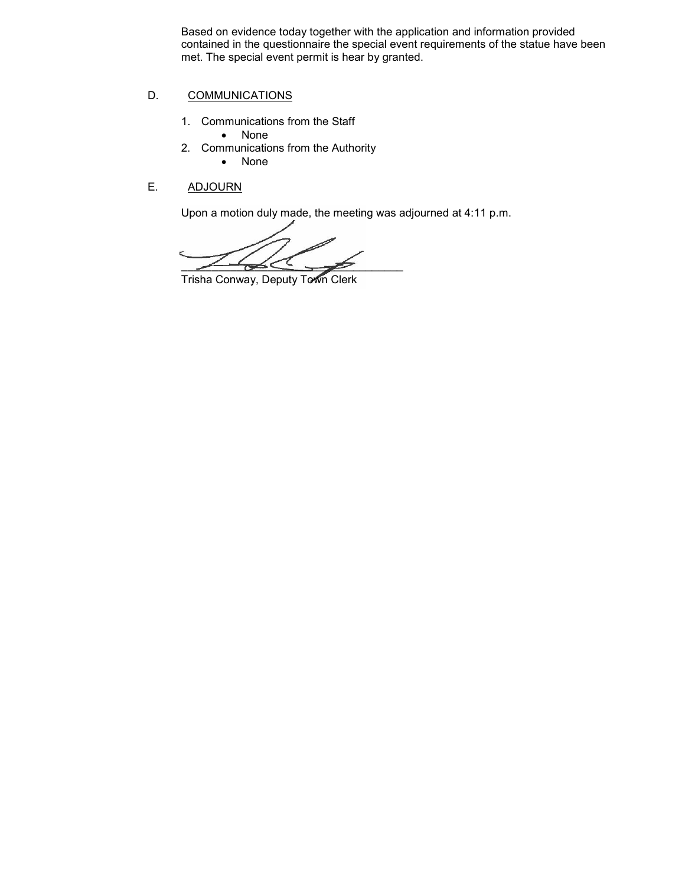Based on evidence today together with the application and information provided contained in the questionnaire the special event requirements of the statue have been met. The special event permit is hear by granted.

D. COMMUNICATIONS

1. Communications from the Staff
   - None
2. Communications from the Authority
   - None

E. ADJOURN

Upon a motion duly made, the meeting was adjourned at 4:11 p.m.

\_\_\_\_\_\_\_\_\_\_\_\_\_\_\_\_\_\_\_\_\_\_\_\_\_\_\_\_\_\_\_\_

Trisha Conway, Deputy Town Clerk